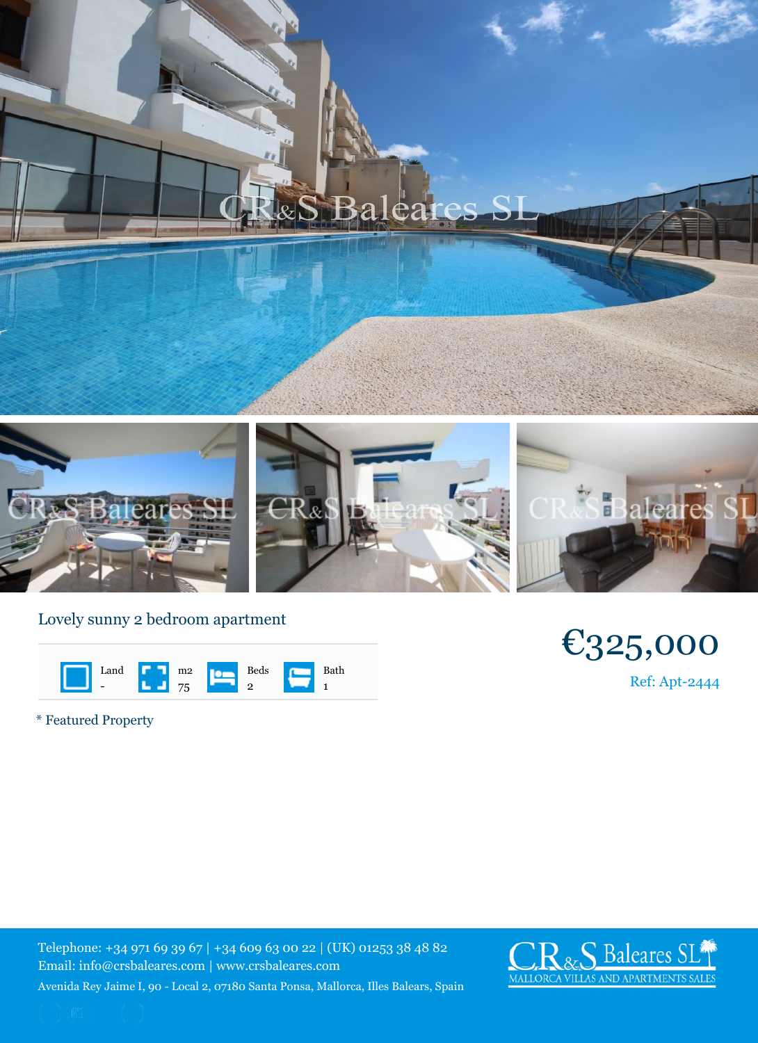## Lovely sunny 2 bedroom apartment

| Land | m2 | Beds | Bath |
|---|---|---|---|
| - | 75 | 2 | 1 |

**€325,000**

Ref: Apt-2444

\* Featured Property

Telephone: +34 971 69 39 67 | +34 609 63 00 22 | (UK) 01253 38 48 82
Email: info@crsbaleares.com | www.crsbaleares.com
Avenida Rey Jaime I, 90 - Local 2, 07180 Santa Ponsa, Mallorca, Illes Balears, Spain

CR&S Baleares SL
MALLORCA VILLAS AND APARTMENTS SALES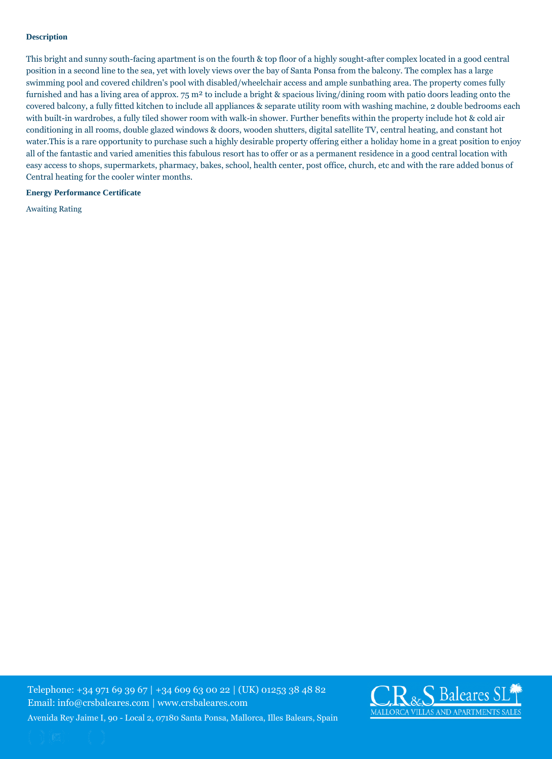## Description

This bright and sunny south-facing apartment is on the fourth & top floor of a highly sought-after complex located in a good central position in a second line to the sea, yet with lovely views over the bay of Santa Ponsa from the balcony. The complex has a large swimming pool and covered children's pool with disabled/wheelchair access and ample sunbathing area. The property comes fully furnished and has a living area of approx. 75 m² to include a bright & spacious living/dining room with patio doors leading onto the covered balcony, a fully fitted kitchen to include all appliances & separate utility room with washing machine, 2 double bedrooms each with built-in wardrobes, a fully tiled shower room with walk-in shower. Further benefits within the property include hot & cold air conditioning in all rooms, double glazed windows & doors, wooden shutters, digital satellite TV, central heating, and constant hot water.This is a rare opportunity to purchase such a highly desirable property offering either a holiday home in a great position to enjoy all of the fantastic and varied amenities this fabulous resort has to offer or as a permanent residence in a good central location with easy access to shops, supermarkets, pharmacy, bakes, school, health center, post office, church, etc and with the rare added bonus of Central heating for the cooler winter months.

## Energy Performance Certificate

Awaiting Rating

Telephone: +34 971 69 39 67 | +34 609 63 00 22 | (UK) 01253 38 48 82
Email: info@crsbaleares.com | www.crsbaleares.com
Avenida Rey Jaime I, 90 - Local 2, 07180 Santa Ponsa, Mallorca, Illes Balears, Spain

CR&S Baleares SL
MALLORCA VILLAS AND APARTMENTS SALES